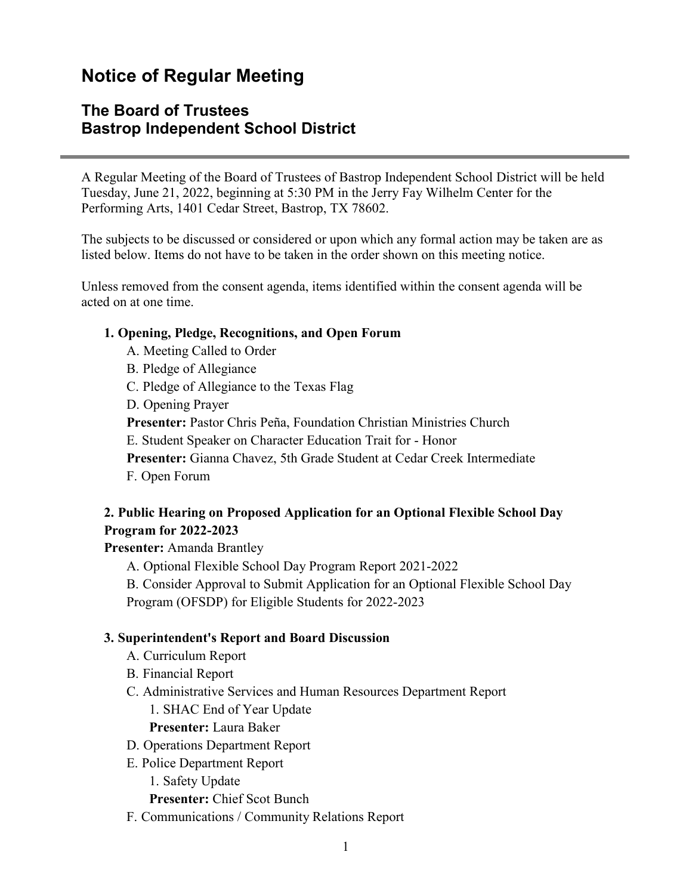# Notice of Regular Meeting

## The Board of Trustees
## Bastrop Independent School District

---

A Regular Meeting of the Board of Trustees of Bastrop Independent School District will be held Tuesday, June 21, 2022, beginning at 5:30 PM in the Jerry Fay Wilhelm Center for the Performing Arts, 1401 Cedar Street, Bastrop, TX 78602.

The subjects to be discussed or considered or upon which any formal action may be taken are as listed below. Items do not have to be taken in the order shown on this meeting notice.

Unless removed from the consent agenda, items identified within the consent agenda will be acted on at one time.

**1. Opening, Pledge, Recognitions, and Open Forum**

A. Meeting Called to Order

B. Pledge of Allegiance

C. Pledge of Allegiance to the Texas Flag

D. Opening Prayer

**Presenter:** Pastor Chris Peña, Foundation Christian Ministries Church

E. Student Speaker on Character Education Trait for - Honor

**Presenter:** Gianna Chavez, 5th Grade Student at Cedar Creek Intermediate

F. Open Forum

**2. Public Hearing on Proposed Application for an Optional Flexible School Day Program for 2022-2023**

**Presenter:** Amanda Brantley

A. Optional Flexible School Day Program Report 2021-2022

B. Consider Approval to Submit Application for an Optional Flexible School Day Program (OFSDP) for Eligible Students for 2022-2023

**3. Superintendent's Report and Board Discussion**

A. Curriculum Report

B. Financial Report

C. Administrative Services and Human Resources Department Report

1. SHAC End of Year Update

**Presenter:** Laura Baker

D. Operations Department Report

E. Police Department Report

1. Safety Update

**Presenter:** Chief Scot Bunch

F. Communications / Community Relations Report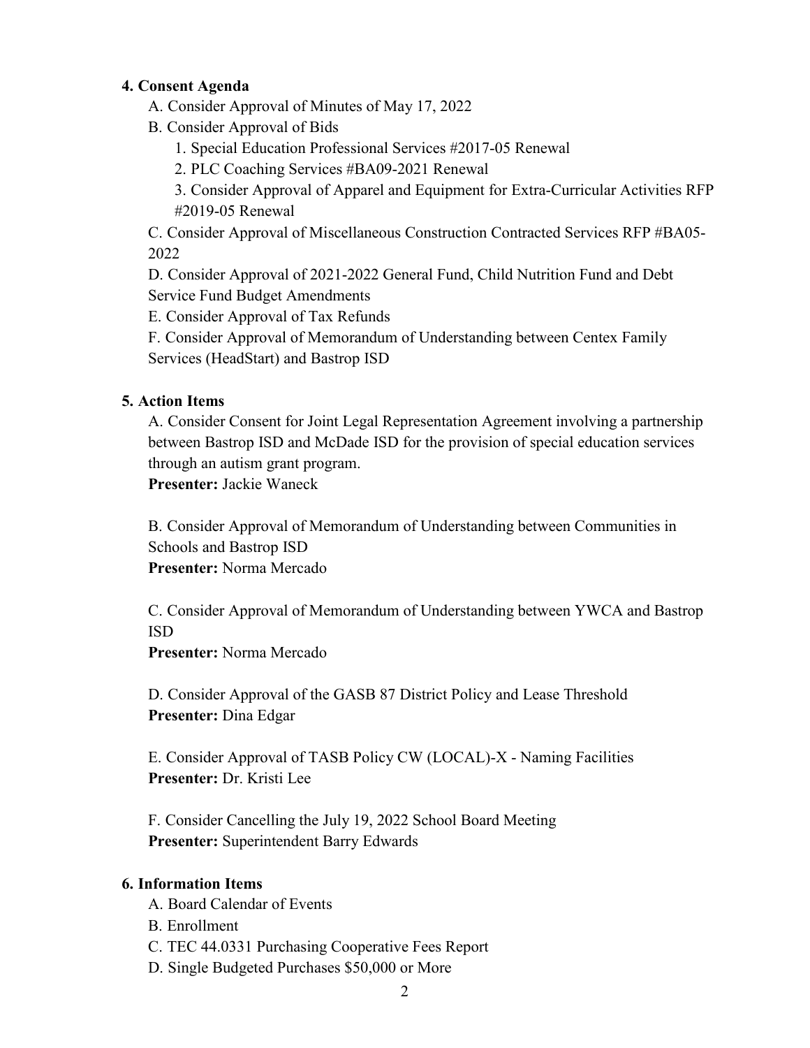**4. Consent Agenda**

A. Consider Approval of Minutes of May 17, 2022

B. Consider Approval of Bids

1. Special Education Professional Services #2017-05 Renewal
2. PLC Coaching Services #BA09-2021 Renewal
3. Consider Approval of Apparel and Equipment for Extra-Curricular Activities RFP #2019-05 Renewal

C. Consider Approval of Miscellaneous Construction Contracted Services RFP #BA05-2022

D. Consider Approval of 2021-2022 General Fund, Child Nutrition Fund and Debt Service Fund Budget Amendments

E. Consider Approval of Tax Refunds

F. Consider Approval of Memorandum of Understanding between Centex Family Services (HeadStart) and Bastrop ISD

**5. Action Items**

A. Consider Consent for Joint Legal Representation Agreement involving a partnership between Bastrop ISD and McDade ISD for the provision of special education services through an autism grant program.
**Presenter:** Jackie Waneck

B. Consider Approval of Memorandum of Understanding between Communities in Schools and Bastrop ISD
**Presenter:** Norma Mercado

C. Consider Approval of Memorandum of Understanding between YWCA and Bastrop ISD
**Presenter:** Norma Mercado

D. Consider Approval of the GASB 87 District Policy and Lease Threshold
**Presenter:** Dina Edgar

E. Consider Approval of TASB Policy CW (LOCAL)-X - Naming Facilities
**Presenter:** Dr. Kristi Lee

F. Consider Cancelling the July 19, 2022 School Board Meeting
**Presenter:** Superintendent Barry Edwards

**6. Information Items**

A. Board Calendar of Events

B. Enrollment

C. TEC 44.0331 Purchasing Cooperative Fees Report

D. Single Budgeted Purchases $50,000 or More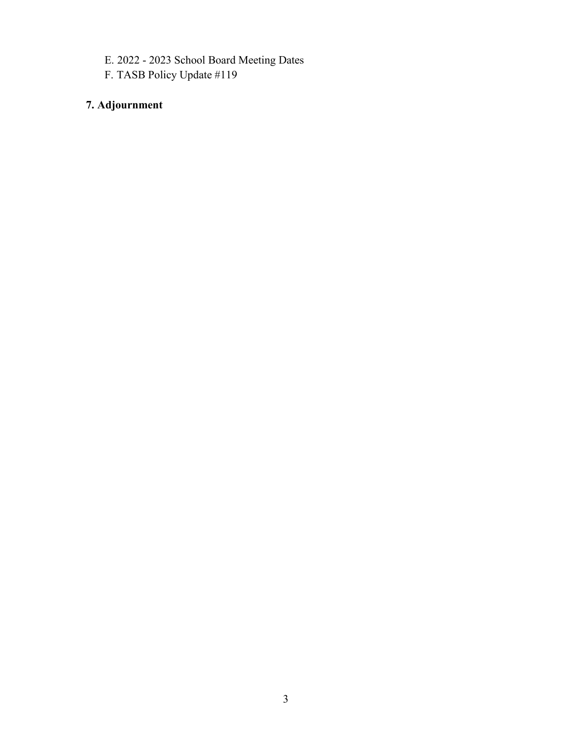E. 2022 - 2023 School Board Meeting Dates
F. TASB Policy Update #119

**7. Adjournment**